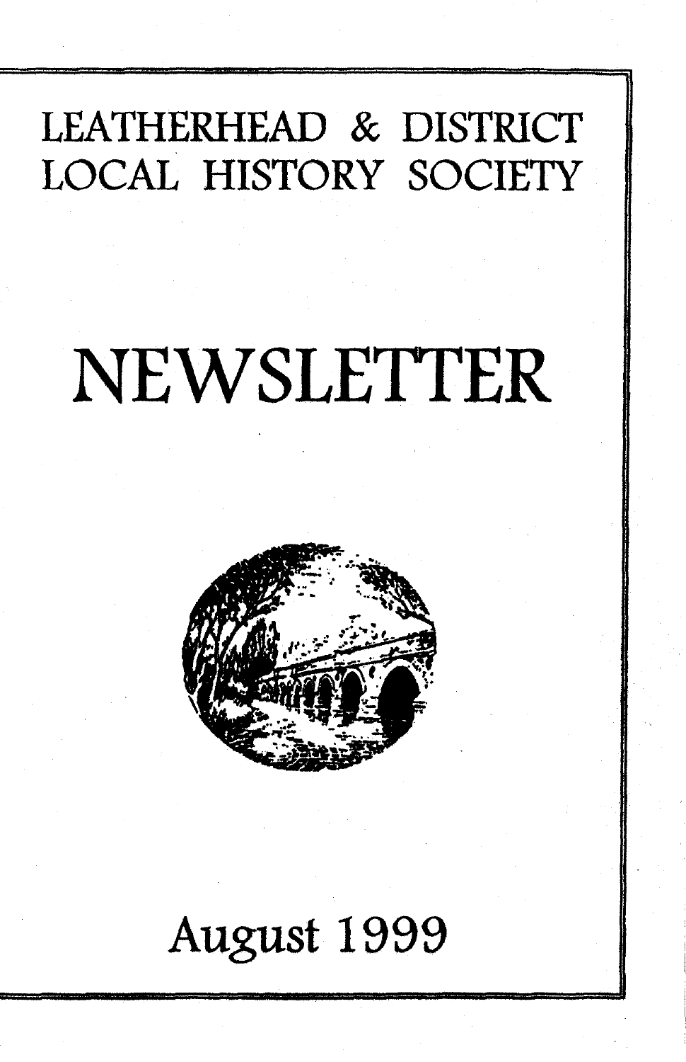# LEATHERHEAD & DISTRICT LOCAL HISTORY SOCIETY

# NEWSLETTER

August 1999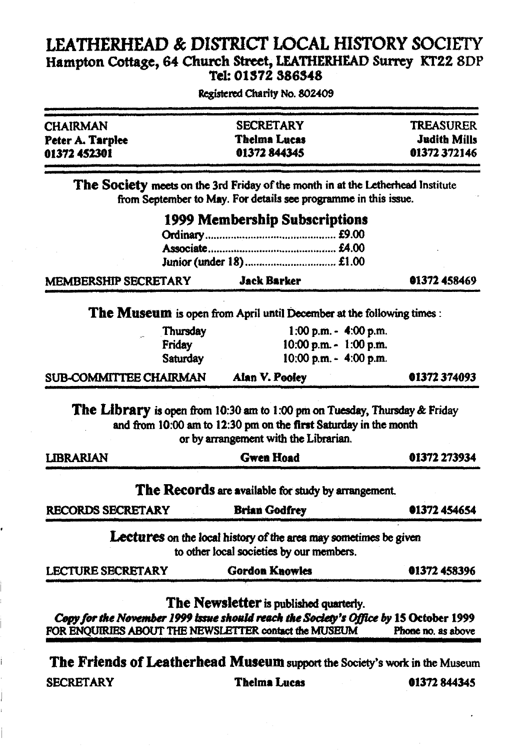# LEATHERHEAD & DISTRICT LOCAL HISTORY SOCIETY

**Hampton Cottage, 64 Church Street, LEATHERHEAD Surrey KT22 8DP**
**Tel: 01372 386348**

Registered Charity No. 802409

| CHAIRMAN | SECRETARY | TREASURER |
|---|---|---|
| **Peter A. Tarplee** | **Thelma Lucas** | **Judith Mills** |
| **01372 452301** | **01372 844345** | **01372 372146** |

**The Society** meets on the 3rd Friday of the month in at the Letherhead Institute from September to May. For details see programme in this issue.

## 1999 Membership Subscriptions

| | |
|---|---|
| Ordinary | £9.00 |
| Associate | £4.00 |
| Junior (under 18) | £1.00 |

MEMBERSHIP SECRETARY **Jack Barker** 01372 458469

**The Museum** is open from April until December at the following times :

| | |
|---|---|
| Thursday | 1:00 p.m. - 4:00 p.m. |
| Friday | 10:00 p.m. - 1:00 p.m. |
| Saturday | 10:00 p.m. - 4:00 p.m. |

SUB-COMMITTEE CHAIRMAN **Alan V. Pooley** 01372 374093

**The Library** is open from 10:30 am to 1:00 pm on Tuesday, Thursday & Friday and from 10:00 am to 12:30 pm on the **first** Saturday in the month or by arrangement with the Librarian.

LIBRARIAN **Gwen Hoad** 01372 273934

**The Records** are available for study by arrangement.

RECORDS SECRETARY **Brian Godfrey** 01372 454654

**Lectures** on the local history of the area may sometimes be given to other local societies by our members.

LECTURE SECRETARY **Gordon Knowles** 01372 458396

**The Newsletter** is published quarterly.

***Copy for the November 1999 issue should reach the Society's Office by* 15 October 1999**

FOR ENQUIRIES ABOUT THE NEWSLETTER contact the MUSEUM Phone no. as above

**The Friends of Leatherhead Museum** support the Society's work in the Museum

SECRETARY **Thelma Lucas** 01372 844345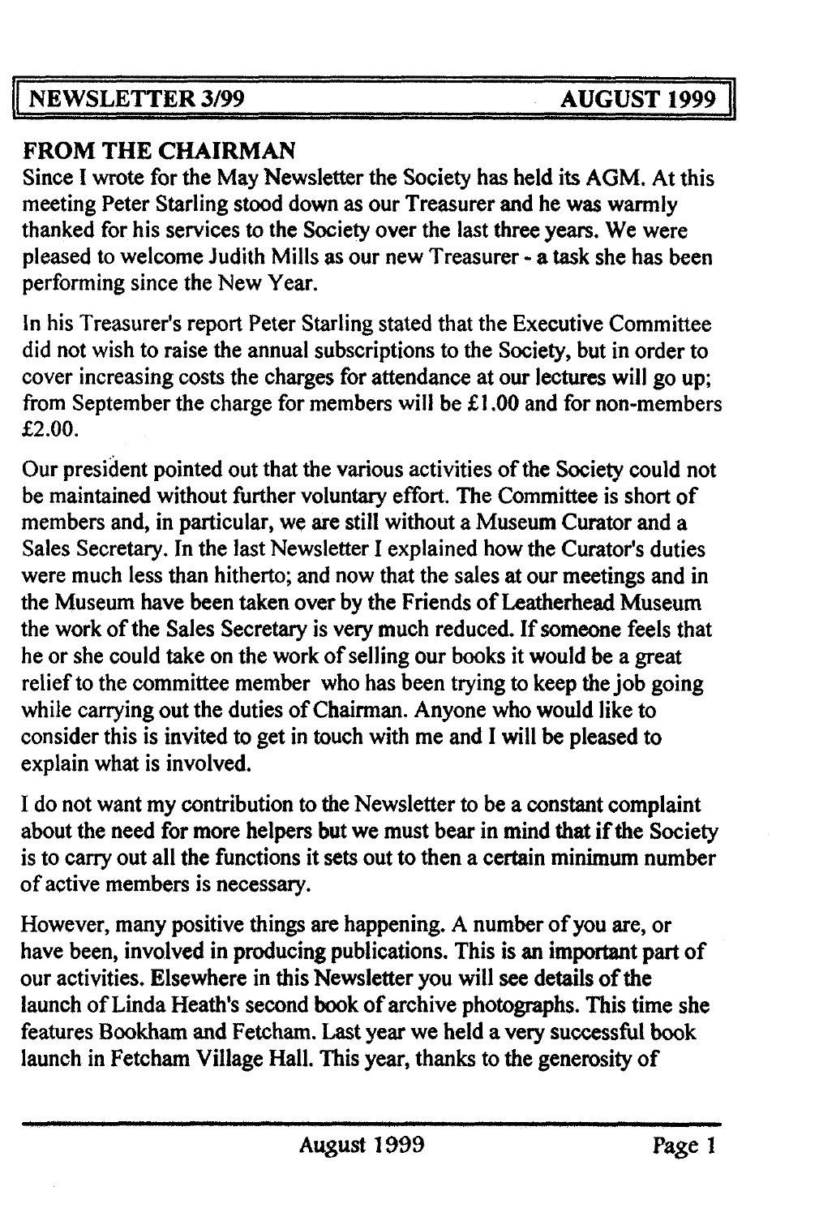NEWSLETTER 3/99 AUGUST 1999

## FROM THE CHAIRMAN

Since I wrote for the May Newsletter the Society has held its AGM. At this meeting Peter Starling stood down as our Treasurer and he was warmly thanked for his services to the Society over the last three years. We were pleased to welcome Judith Mills as our new Treasurer - a task she has been performing since the New Year.

In his Treasurer's report Peter Starling stated that the Executive Committee did not wish to raise the annual subscriptions to the Society, but in order to cover increasing costs the charges for attendance at our lectures will go up; from September the charge for members will be £1.00 and for non-members £2.00.

Our president pointed out that the various activities of the Society could not be maintained without further voluntary effort. The Committee is short of members and, in particular, we are still without a Museum Curator and a Sales Secretary. In the last Newsletter I explained how the Curator's duties were much less than hitherto; and now that the sales at our meetings and in the Museum have been taken over by the Friends of Leatherhead Museum the work of the Sales Secretary is very much reduced. If someone feels that he or she could take on the work of selling our books it would be a great relief to the committee member who has been trying to keep the job going while carrying out the duties of Chairman. Anyone who would like to consider this is invited to get in touch with me and I will be pleased to explain what is involved.

I do not want my contribution to the Newsletter to be a constant complaint about the need for more helpers but we must bear in mind that if the Society is to carry out all the functions it sets out to then a certain minimum number of active members is necessary.

However, many positive things are happening. A number of you are, or have been, involved in producing publications. This is an important part of our activities. Elsewhere in this Newsletter you will see details of the launch of Linda Heath's second book of archive photographs. This time she features Bookham and Fetcham. Last year we held a very successful book launch in Fetcham Village Hall. This year, thanks to the generosity of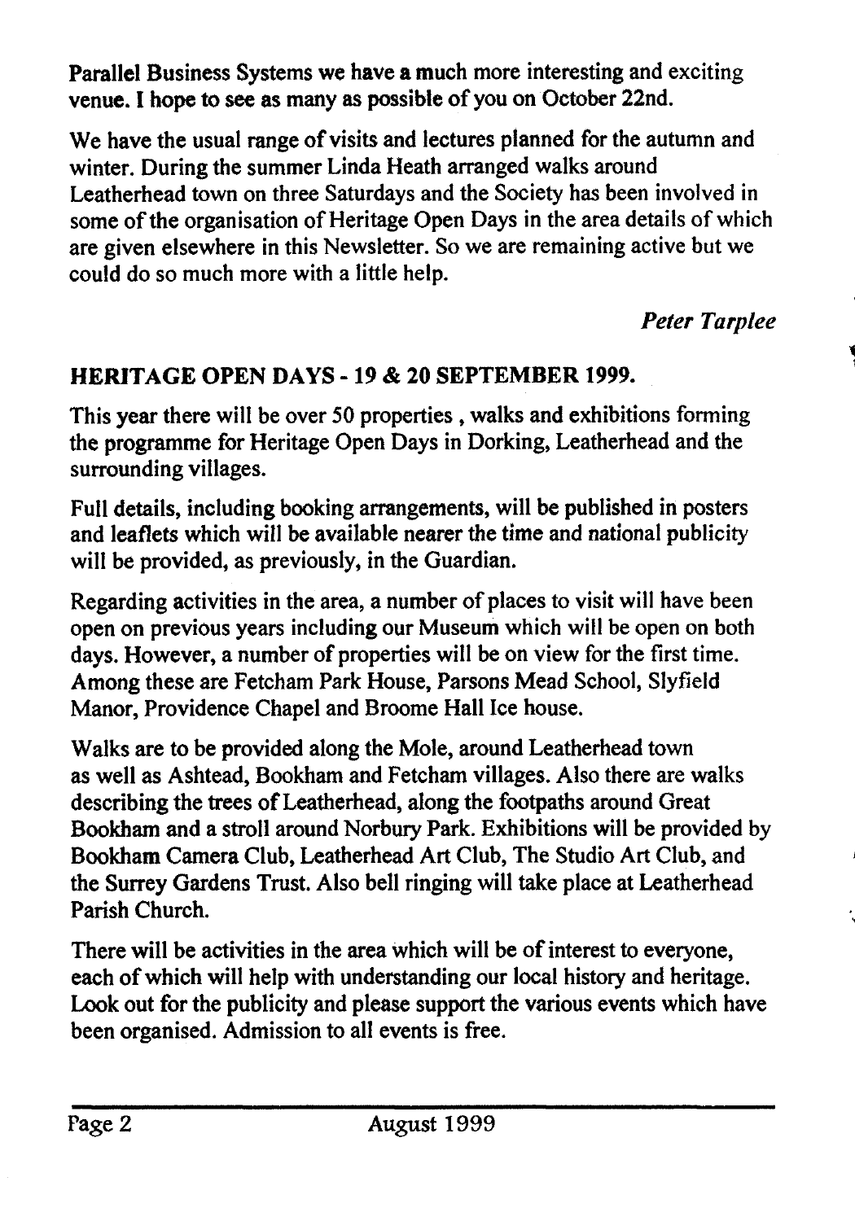Parallel Business Systems we have a much more interesting and exciting venue. I hope to see as many as possible of you on October 22nd.

We have the usual range of visits and lectures planned for the autumn and winter. During the summer Linda Heath arranged walks around Leatherhead town on three Saturdays and the Society has been involved in some of the organisation of Heritage Open Days in the area details of which are given elsewhere in this Newsletter. So we are remaining active but we could do so much more with a little help.

*Peter Tarplee*

## HERITAGE OPEN DAYS - 19 & 20 SEPTEMBER 1999.

This year there will be over 50 properties , walks and exhibitions forming the programme for Heritage Open Days in Dorking, Leatherhead and the surrounding villages.

Full details, including booking arrangements, will be published in posters and leaflets which will be available nearer the time and national publicity will be provided, as previously, in the Guardian.

Regarding activities in the area, a number of places to visit will have been open on previous years including our Museum which will be open on both days. However, a number of properties will be on view for the first time. Among these are Fetcham Park House, Parsons Mead School, Slyfield Manor, Providence Chapel and Broome Hall Ice house.

Walks are to be provided along the Mole, around Leatherhead town as well as Ashtead, Bookham and Fetcham villages. Also there are walks describing the trees of Leatherhead, along the footpaths around Great Bookham and a stroll around Norbury Park. Exhibitions will be provided by Bookham Camera Club, Leatherhead Art Club, The Studio Art Club, and the Surrey Gardens Trust. Also bell ringing will take place at Leatherhead Parish Church.

There will be activities in the area which will be of interest to everyone, each of which will help with understanding our local history and heritage. Look out for the publicity and please support the various events which have been organised. Admission to all events is free.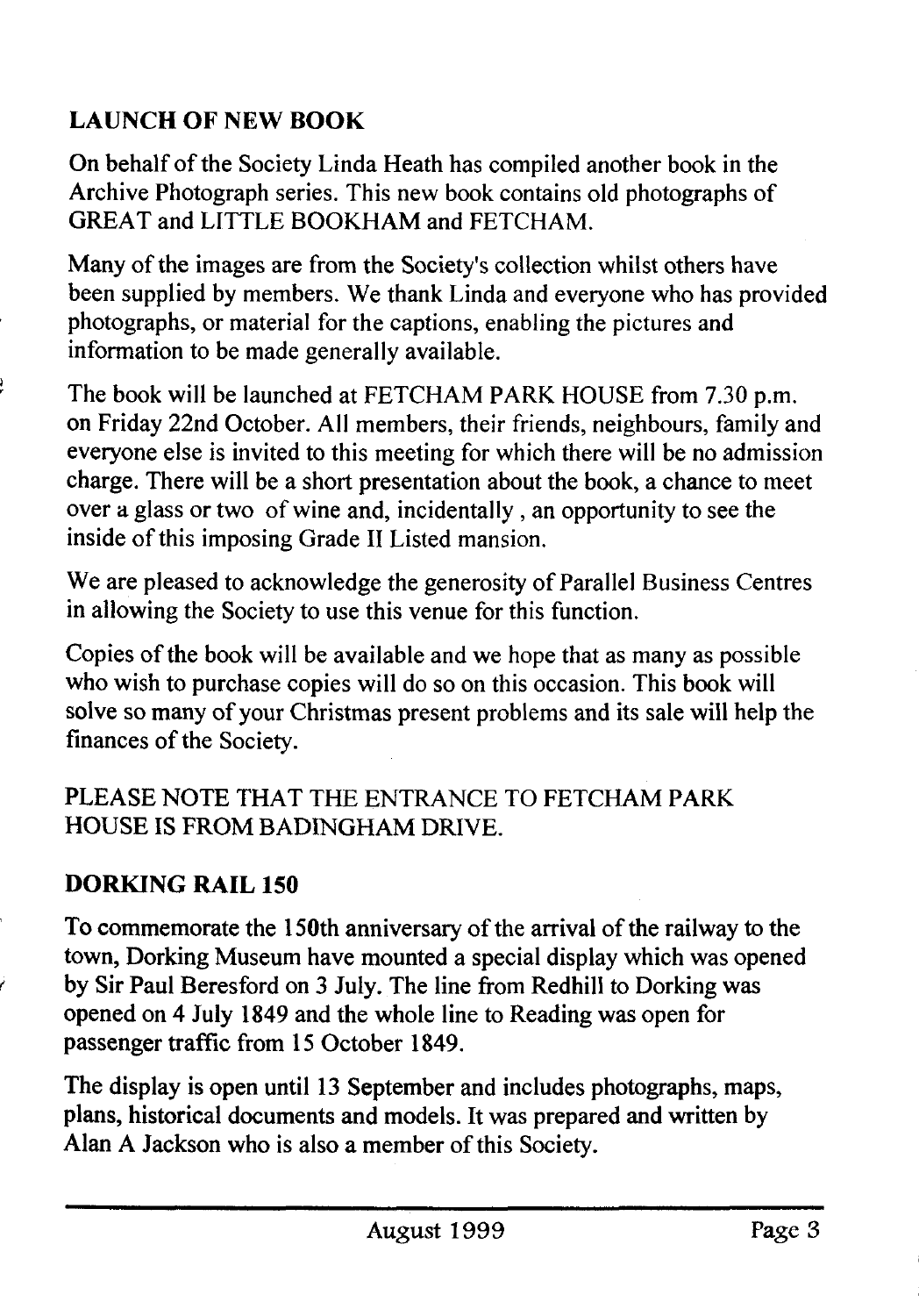## LAUNCH OF NEW BOOK

On behalf of the Society Linda Heath has compiled another book in the Archive Photograph series. This new book contains old photographs of GREAT and LITTLE BOOKHAM and FETCHAM.

Many of the images are from the Society's collection whilst others have been supplied by members. We thank Linda and everyone who has provided photographs, or material for the captions, enabling the pictures and information to be made generally available.

The book will be launched at FETCHAM PARK HOUSE from 7.30 p.m. on Friday 22nd October. All members, their friends, neighbours, family and everyone else is invited to this meeting for which there will be no admission charge. There will be a short presentation about the book, a chance to meet over a glass or two of wine and, incidentally , an opportunity to see the inside of this imposing Grade II Listed mansion.

We are pleased to acknowledge the generosity of Parallel Business Centres in allowing the Society to use this venue for this function.

Copies of the book will be available and we hope that as many as possible who wish to purchase copies will do so on this occasion. This book will solve so many of your Christmas present problems and its sale will help the finances of the Society.

PLEASE NOTE THAT THE ENTRANCE TO FETCHAM PARK HOUSE IS FROM BADINGHAM DRIVE.

## DORKING RAIL 150

To commemorate the 150th anniversary of the arrival of the railway to the town, Dorking Museum have mounted a special display which was opened by Sir Paul Beresford on 3 July. The line from Redhill to Dorking was opened on 4 July 1849 and the whole line to Reading was open for passenger traffic from 15 October 1849.

The display is open until 13 September and includes photographs, maps, plans, historical documents and models. It was prepared and written by Alan A Jackson who is also a member of this Society.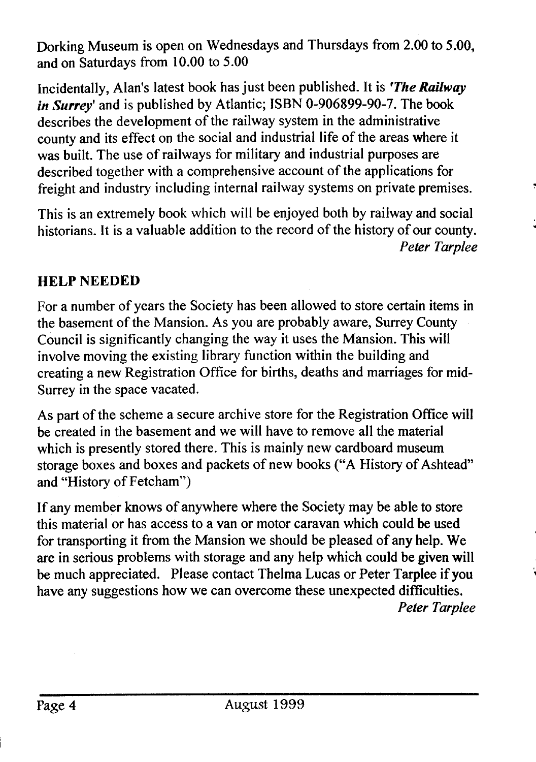Dorking Museum is open on Wednesdays and Thursdays from 2.00 to 5.00, and on Saturdays from 10.00 to 5.00

Incidentally, Alan's latest book has just been published. It is ***'The Railway in Surrey'*** and is published by Atlantic; ISBN 0-906899-90-7. The book describes the development of the railway system in the administrative county and its effect on the social and industrial life of the areas where it was built. The use of railways for military and industrial purposes are described together with a comprehensive account of the applications for freight and industry including internal railway systems on private premises.

This is an extremely book which will be enjoyed both by railway and social historians. It is a valuable addition to the record of the history of our county.

*Peter Tarplee*

## HELP NEEDED

For a number of years the Society has been allowed to store certain items in the basement of the Mansion. As you are probably aware, Surrey County Council is significantly changing the way it uses the Mansion. This will involve moving the existing library function within the building and creating a new Registration Office for births, deaths and marriages for mid-Surrey in the space vacated.

As part of the scheme a secure archive store for the Registration Office will be created in the basement and we will have to remove all the material which is presently stored there. This is mainly new cardboard museum storage boxes and boxes and packets of new books ("A History of Ashtead" and "History of Fetcham")

If any member knows of anywhere where the Society may be able to store this material or has access to a van or motor caravan which could be used for transporting it from the Mansion we should be pleased of any help. We are in serious problems with storage and any help which could be given will be much appreciated. Please contact Thelma Lucas or Peter Tarplee if you have any suggestions how we can overcome these unexpected difficulties.

*Peter Tarplee*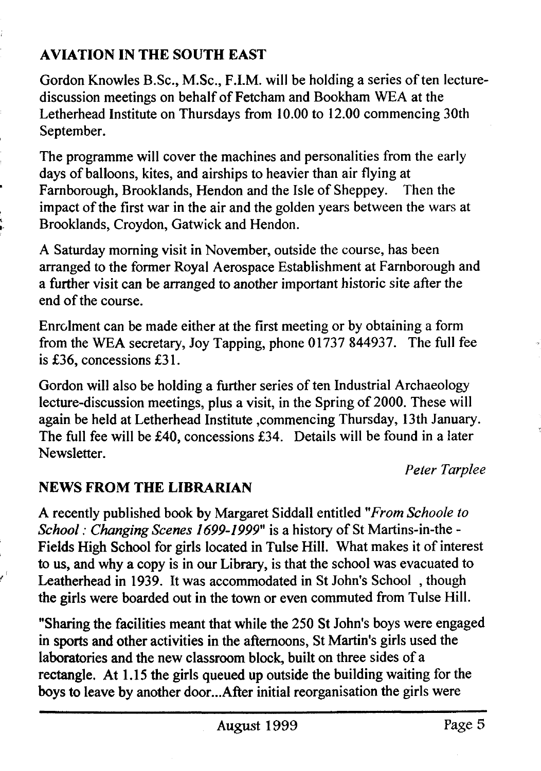## AVIATION IN THE SOUTH EAST

Gordon Knowles B.Sc., M.Sc., F.I.M. will be holding a series of ten lecture-discussion meetings on behalf of Fetcham and Bookham WEA at the Letherhead Institute on Thursdays from 10.00 to 12.00 commencing 30th September.

The programme will cover the machines and personalities from the early days of balloons, kites, and airships to heavier than air flying at Farnborough, Brooklands, Hendon and the Isle of Sheppey. Then the impact of the first war in the air and the golden years between the wars at Brooklands, Croydon, Gatwick and Hendon.

A Saturday morning visit in November, outside the course, has been arranged to the former Royal Aerospace Establishment at Farnborough and a further visit can be arranged to another important historic site after the end of the course.

Enrolment can be made either at the first meeting or by obtaining a form from the WEA secretary, Joy Tapping, phone 01737 844937. The full fee is £36, concessions £31.

Gordon will also be holding a further series of ten Industrial Archaeology lecture-discussion meetings, plus a visit, in the Spring of 2000. These will again be held at Letherhead Institute ,commencing Thursday, 13th January. The full fee will be £40, concessions £34. Details will be found in a later Newsletter.

*Peter Tarplee*

## NEWS FROM THE LIBRARIAN

A recently published book by Margaret Siddall entitled *"From Schoole to School : Changing Scenes 1699-1999"* is a history of St Martins-in-the - Fields High School for girls located in Tulse Hill. What makes it of interest to us, and why a copy is in our Library, is that the school was evacuated to Leatherhead in 1939. It was accommodated in St John's School , though the girls were boarded out in the town or even commuted from Tulse Hill.

"Sharing the facilities meant that while the 250 St John's boys were engaged in sports and other activities in the afternoons, St Martin's girls used the laboratories and the new classroom block, built on three sides of a rectangle. At 1.15 the girls queued up outside the building waiting for the boys to leave by another door...After initial reorganisation the girls were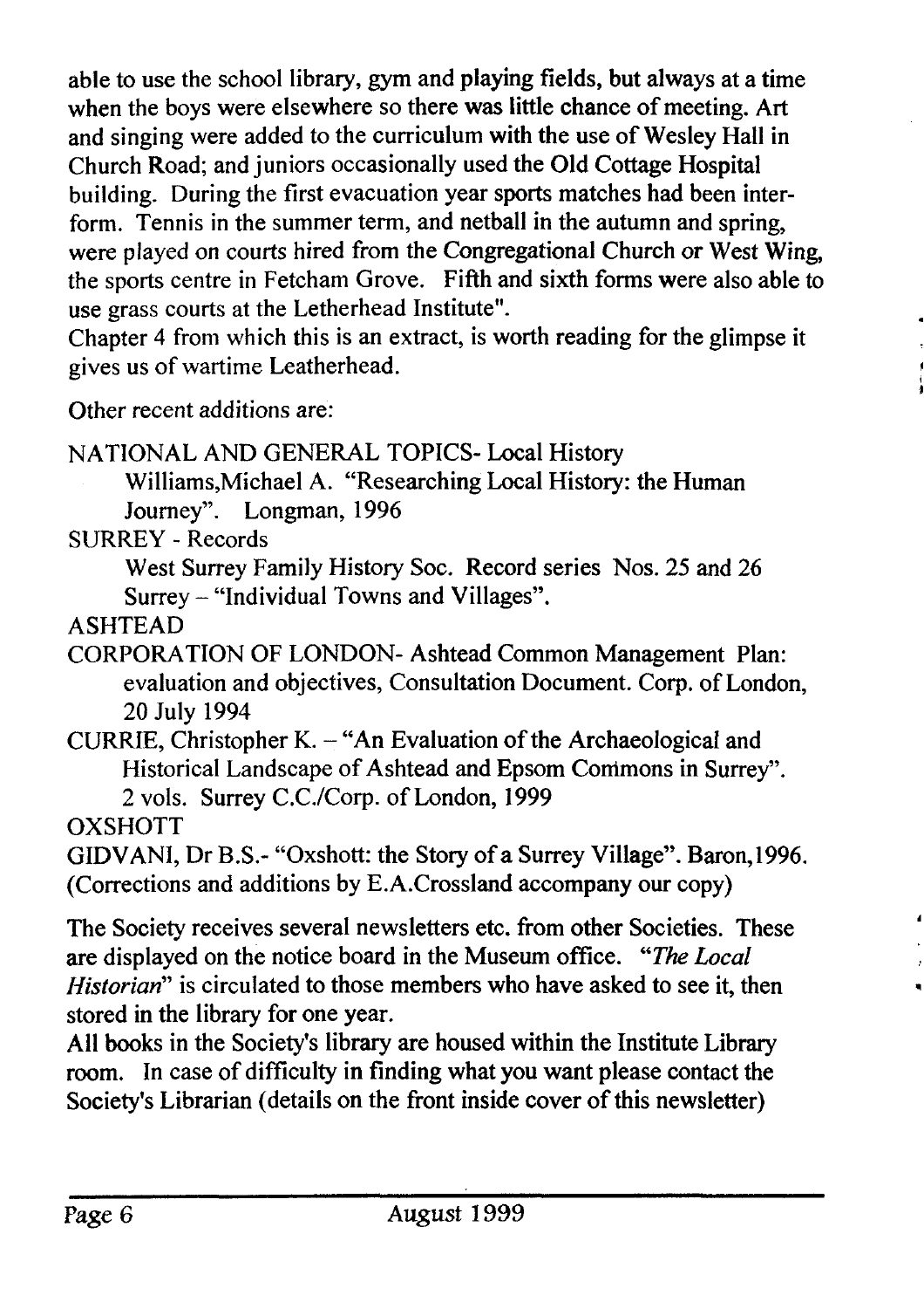able to use the school library, gym and playing fields, but always at a time when the boys were elsewhere so there was little chance of meeting. Art and singing were added to the curriculum with the use of Wesley Hall in Church Road; and juniors occasionally used the Old Cottage Hospital building. During the first evacuation year sports matches had been inter-form. Tennis in the summer term, and netball in the autumn and spring, were played on courts hired from the Congregational Church or West Wing, the sports centre in Fetcham Grove. Fifth and sixth forms were also able to use grass courts at the Letherhead Institute".

Chapter 4 from which this is an extract, is worth reading for the glimpse it gives us of wartime Leatherhead.

Other recent additions are:

NATIONAL AND GENERAL TOPICS- Local History

Williams,Michael A. "Researching Local History: the Human Journey". Longman, 1996

SURREY - Records

West Surrey Family History Soc. Record series Nos. 25 and 26 Surrey – "Individual Towns and Villages".

ASHTEAD

CORPORATION OF LONDON- Ashtead Common Management Plan: evaluation and objectives, Consultation Document. Corp. of London, 20 July 1994

CURRIE, Christopher K. – "An Evaluation of the Archaeological and Historical Landscape of Ashtead and Epsom Commons in Surrey". 2 vols. Surrey C.C./Corp. of London, 1999

OXSHOTT

GIDVANI, Dr B.S.- "Oxshott: the Story of a Surrey Village". Baron,1996. (Corrections and additions by E.A.Crossland accompany our copy)

The Society receives several newsletters etc. from other Societies. These are displayed on the notice board in the Museum office. "*The Local Historian*" is circulated to those members who have asked to see it, then stored in the library for one year.

All books in the Society's library are housed within the Institute Library room. In case of difficulty in finding what you want please contact the Society's Librarian (details on the front inside cover of this newsletter)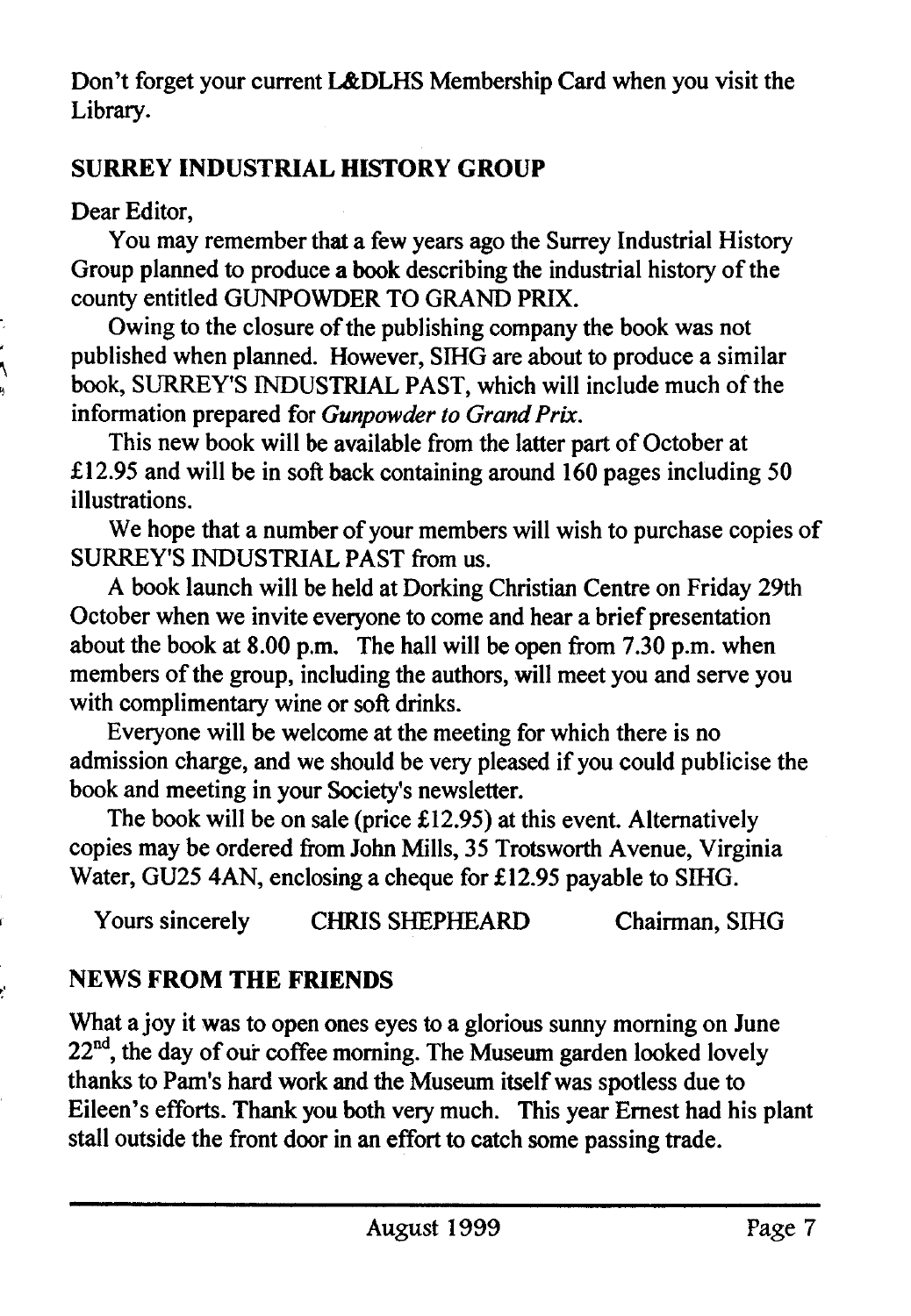Don't forget your current L&DLHS Membership Card when you visit the Library.

## SURREY INDUSTRIAL HISTORY GROUP

Dear Editor,

You may remember that a few years ago the Surrey Industrial History Group planned to produce a book describing the industrial history of the county entitled GUNPOWDER TO GRAND PRIX.

Owing to the closure of the publishing company the book was not published when planned. However, SIHG are about to produce a similar book, SURREY'S INDUSTRIAL PAST, which will include much of the information prepared for *Gunpowder to Grand Prix.*

This new book will be available from the latter part of October at £12.95 and will be in soft back containing around 160 pages including 50 illustrations.

We hope that a number of your members will wish to purchase copies of SURREY'S INDUSTRIAL PAST from us.

A book launch will be held at Dorking Christian Centre on Friday 29th October when we invite everyone to come and hear a brief presentation about the book at 8.00 p.m. The hall will be open from 7.30 p.m. when members of the group, including the authors, will meet you and serve you with complimentary wine or soft drinks.

Everyone will be welcome at the meeting for which there is no admission charge, and we should be very pleased if you could publicise the book and meeting in your Society's newsletter.

The book will be on sale (price £12.95) at this event. Alternatively copies may be ordered from John Mills, 35 Trotsworth Avenue, Virginia Water, GU25 4AN, enclosing a cheque for £12.95 payable to SIHG.

Yours sincerely CHRIS SHEPHEARD Chairman, SIHG

## NEWS FROM THE FRIENDS

What a joy it was to open ones eyes to a glorious sunny morning on June 22nd, the day of our coffee morning. The Museum garden looked lovely thanks to Pam's hard work and the Museum itself was spotless due to Eileen's efforts. Thank you both very much. This year Ernest had his plant stall outside the front door in an effort to catch some passing trade.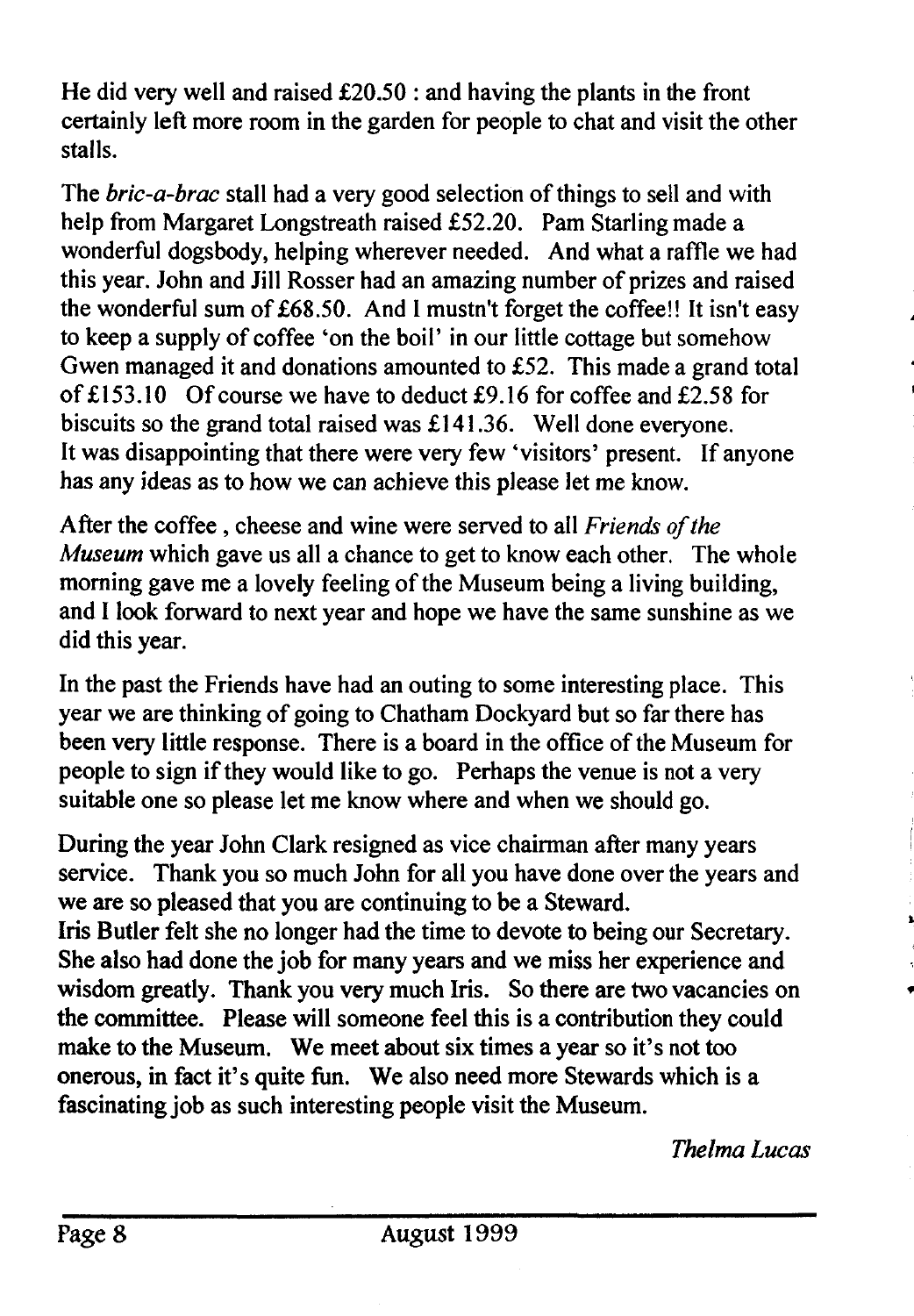He did very well and raised £20.50 : and having the plants in the front certainly left more room in the garden for people to chat and visit the other stalls.

The *bric-a-brac* stall had a very good selection of things to sell and with help from Margaret Longstreath raised £52.20. Pam Starling made a wonderful dogsbody, helping wherever needed. And what a raffle we had this year. John and Jill Rosser had an amazing number of prizes and raised the wonderful sum of £68.50. And I mustn't forget the coffee!! It isn't easy to keep a supply of coffee 'on the boil' in our little cottage but somehow Gwen managed it and donations amounted to £52. This made a grand total of £153.10 Of course we have to deduct £9.16 for coffee and £2.58 for biscuits so the grand total raised was £141.36. Well done everyone. It was disappointing that there were very few 'visitors' present. If anyone has any ideas as to how we can achieve this please let me know.

After the coffee , cheese and wine were served to all *Friends of the Museum* which gave us all a chance to get to know each other. The whole morning gave me a lovely feeling of the Museum being a living building, and I look forward to next year and hope we have the same sunshine as we did this year.

In the past the Friends have had an outing to some interesting place. This year we are thinking of going to Chatham Dockyard but so far there has been very little response. There is a board in the office of the Museum for people to sign if they would like to go. Perhaps the venue is not a very suitable one so please let me know where and when we should go.

During the year John Clark resigned as vice chairman after many years service. Thank you so much John for all you have done over the years and we are so pleased that you are continuing to be a Steward.
Iris Butler felt she no longer had the time to devote to being our Secretary. She also had done the job for many years and we miss her experience and wisdom greatly. Thank you very much Iris. So there are two vacancies on the committee. Please will someone feel this is a contribution they could make to the Museum. We meet about six times a year so it's not too onerous, in fact it's quite fun. We also need more Stewards which is a fascinating job as such interesting people visit the Museum.

*Thelma Lucas*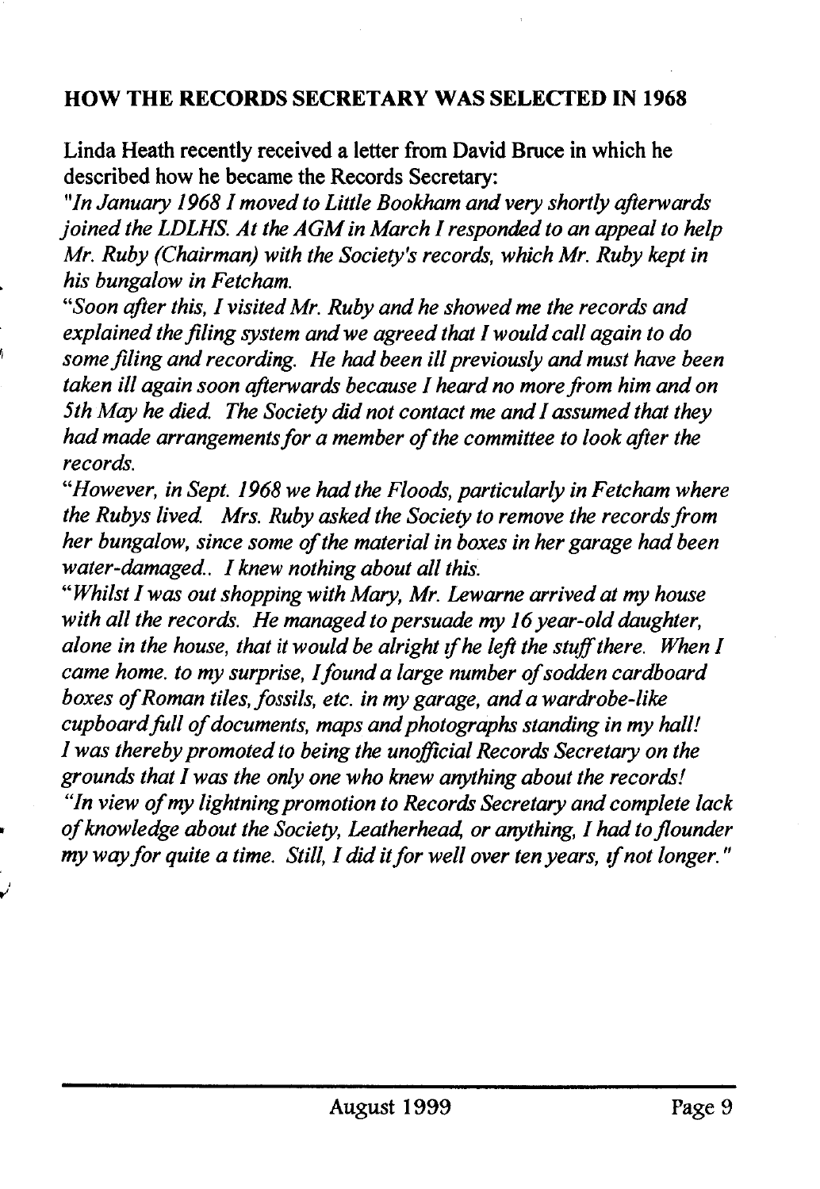## HOW THE RECORDS SECRETARY WAS SELECTED IN 1968

Linda Heath recently received a letter from David Bruce in which he described how he became the Records Secretary:

*"In January 1968 I moved to Little Bookham and very shortly afterwards joined the LDLHS. At the AGM in March I responded to an appeal to help Mr. Ruby (Chairman) with the Society's records, which Mr. Ruby kept in his bungalow in Fetcham.*

*"Soon after this, I visited Mr. Ruby and he showed me the records and explained the filing system and we agreed that I would call again to do some filing and recording. He had been ill previously and must have been taken ill again soon afterwards because I heard no more from him and on 5th May he died. The Society did not contact me and I assumed that they had made arrangements for a member of the committee to look after the records.*

*"However, in Sept. 1968 we had the Floods, particularly in Fetcham where the Rubys lived. Mrs. Ruby asked the Society to remove the records from her bungalow, since some of the material in boxes in her garage had been water-damaged.. I knew nothing about all this.*

*"Whilst I was out shopping with Mary, Mr. Lewarne arrived at my house with all the records. He managed to persuade my 16 year-old daughter, alone in the house, that it would be alright if he left the stuff there. When I came home. to my surprise, I found a large number of sodden cardboard boxes of Roman tiles, fossils, etc. in my garage, and a wardrobe-like cupboard full of documents, maps and photographs standing in my hall! I was thereby promoted to being the unofficial Records Secretary on the grounds that I was the only one who knew anything about the records!*

*"In view of my lightning promotion to Records Secretary and complete lack of knowledge about the Society, Leatherhead, or anything, I had to flounder my way for quite a time. Still, I did it for well over ten years, if not longer."*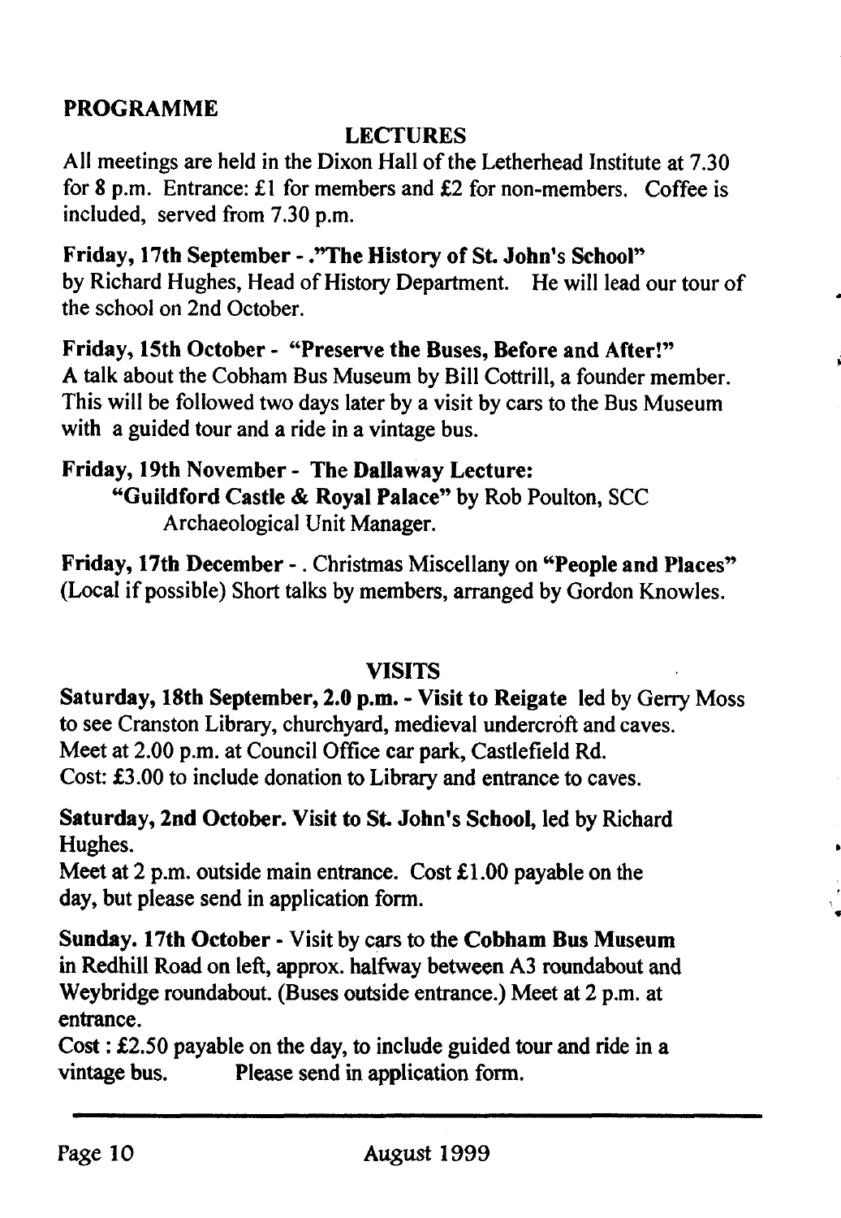## PROGRAMME

### LECTURES

All meetings are held in the Dixon Hall of the Letherhead Institute at 7.30 for 8 p.m. Entrance: £1 for members and £2 for non-members. Coffee is included, served from 7.30 p.m.

**Friday, 17th September - ."The History of St. John's School"**
by Richard Hughes, Head of History Department. He will lead our tour of the school on 2nd October.

**Friday, 15th October - "Preserve the Buses, Before and After!"**
A talk about the Cobham Bus Museum by Bill Cottrill, a founder member. This will be followed two days later by a visit by cars to the Bus Museum with a guided tour and a ride in a vintage bus.

**Friday, 19th November - The Dallaway Lecture:**
**"Guildford Castle & Royal Palace"** by Rob Poulton, SCC Archaeological Unit Manager.

**Friday, 17th December** - . Christmas Miscellany on **"People and Places"** (Local if possible) Short talks by members, arranged by Gordon Knowles.

### VISITS

**Saturday, 18th September, 2.0 p.m. - Visit to Reigate** led by Gerry Moss to see Cranston Library, churchyard, medieval undercroft and caves.
Meet at 2.00 p.m. at Council Office car park, Castlefield Rd.
Cost: £3.00 to include donation to Library and entrance to caves.

**Saturday, 2nd October. Visit to St. John's School,** led by Richard Hughes.
Meet at 2 p.m. outside main entrance. Cost £1.00 payable on the day, but please send in application form.

**Sunday. 17th October** - Visit by cars to the **Cobham Bus Museum** in Redhill Road on left, approx. halfway between A3 roundabout and Weybridge roundabout. (Buses outside entrance.) Meet at 2 p.m. at entrance.
Cost : £2.50 payable on the day, to include guided tour and ride in a vintage bus. Please send in application form.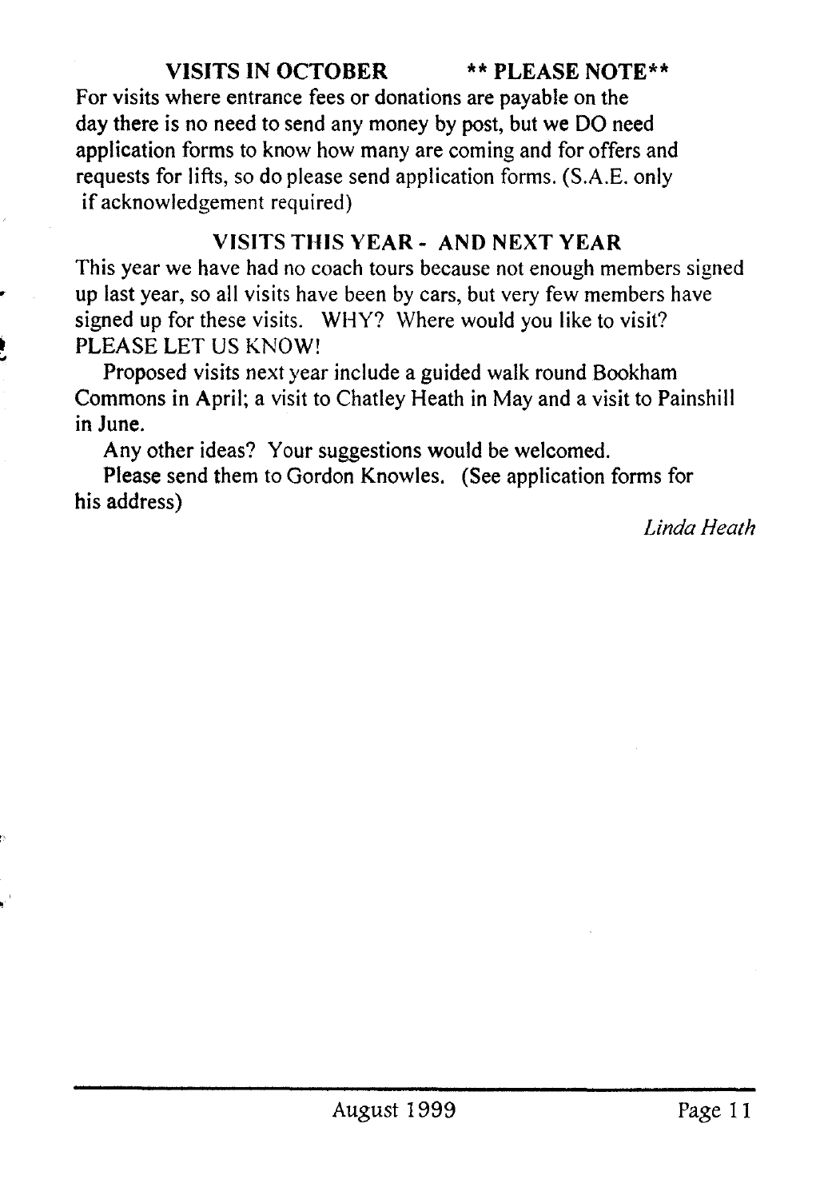## VISITS IN OCTOBER ** PLEASE NOTE**

For visits where entrance fees or donations are payable on the day there is no need to send any money by post, but we DO need application forms to know how many are coming and for offers and requests for lifts, so do please send application forms. (S.A.E. only if acknowledgement required)

## VISITS THIS YEAR - AND NEXT YEAR

This year we have had no coach tours because not enough members signed up last year, so all visits have been by cars, but very few members have signed up for these visits. WHY? Where would you like to visit? PLEASE LET US KNOW!

Proposed visits next year include a guided walk round Bookham Commons in April; a visit to Chatley Heath in May and a visit to Painshill in June.

Any other ideas? Your suggestions would be welcomed.

Please send them to Gordon Knowles. (See application forms for his address)

*Linda Heath*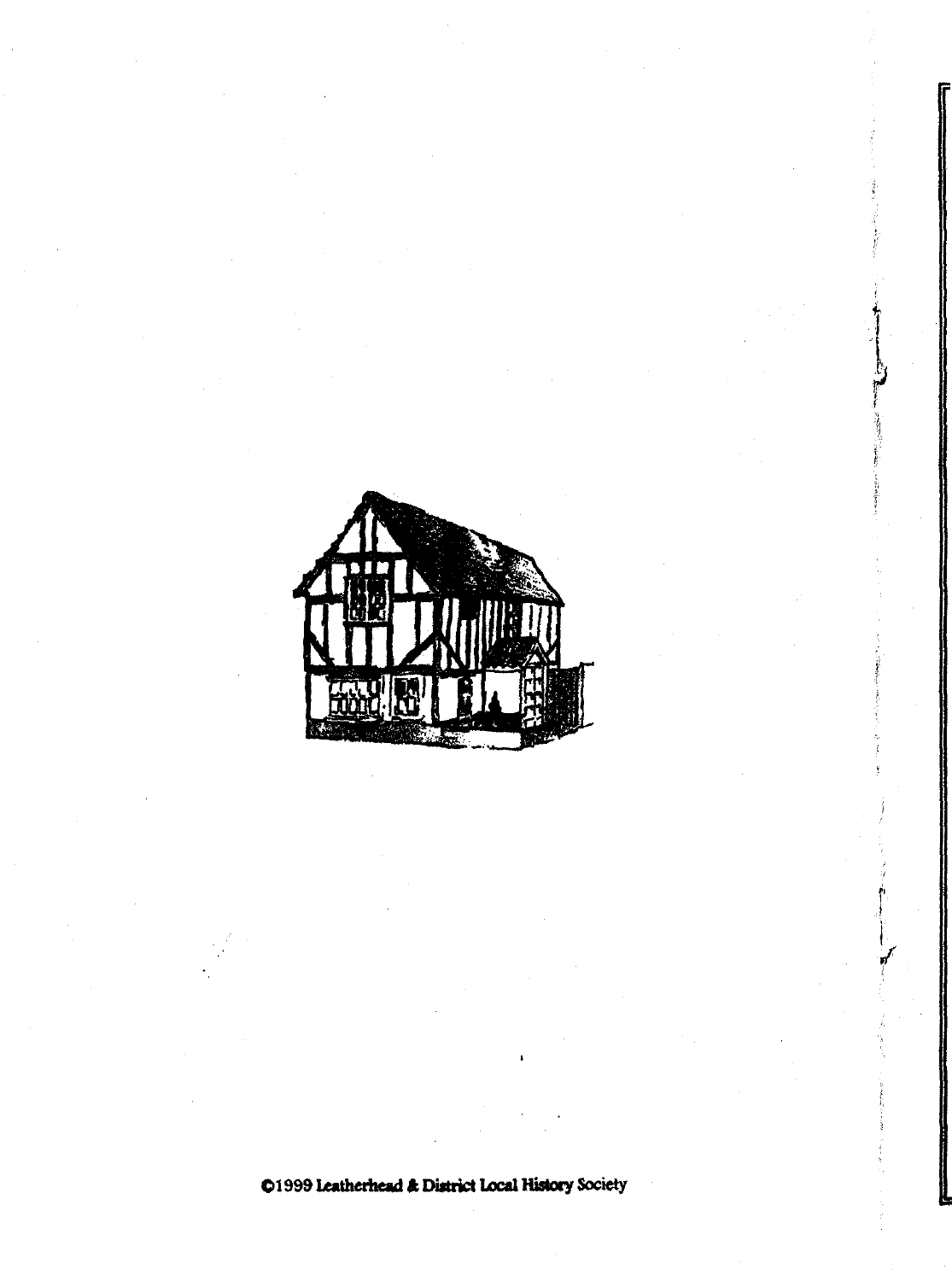©1999 Leatherhead & District Local History Society